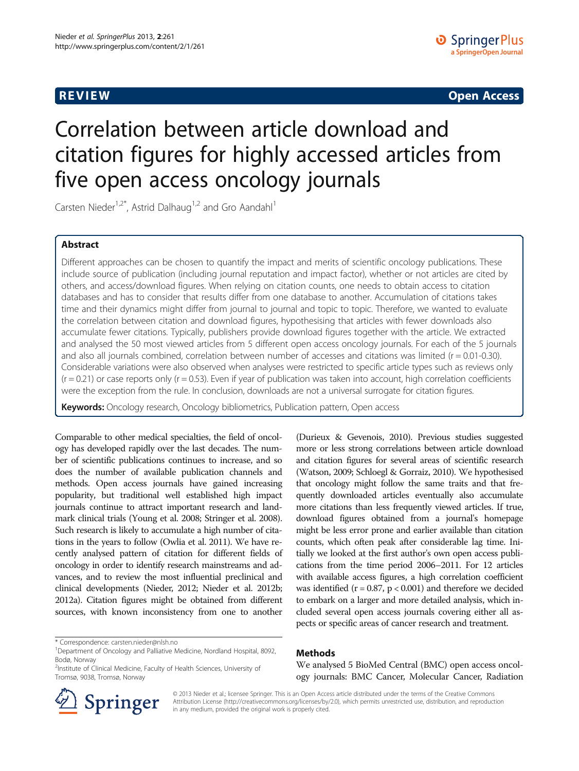**REVIEW** **Open Access**

# Correlation between article download and citation figures for highly accessed articles from five open access oncology journals

Carsten Nieder[1,2*], Astrid Dalhaug[1,2] and Gro Aandahl[1]

## Abstract

Different approaches can be chosen to quantify the impact and merits of scientific oncology publications. These include source of publication (including journal reputation and impact factor), whether or not articles are cited by others, and access/download figures. When relying on citation counts, one needs to obtain access to citation databases and has to consider that results differ from one database to another. Accumulation of citations takes time and their dynamics might differ from journal to journal and topic to topic. Therefore, we wanted to evaluate the correlation between citation and download figures, hypothesising that articles with fewer downloads also accumulate fewer citations. Typically, publishers provide download figures together with the article. We extracted and analysed the 50 most viewed articles from 5 different open access oncology journals. For each of the 5 journals and also all journals combined, correlation between number of accesses and citations was limited ($r = 0.01$-$0.30$). Considerable variations were also observed when analyses were restricted to specific article types such as reviews only ($r = 0.21$) or case reports only ($r = 0.53$). Even if year of publication was taken into account, high correlation coefficients were the exception from the rule. In conclusion, downloads are not a universal surrogate for citation figures.

**Keywords:** Oncology research, Oncology bibliometrics, Publication pattern, Open access

Comparable to other medical specialties, the field of oncology has developed rapidly over the last decades. The number of scientific publications continues to increase, and so does the number of available publication channels and methods. Open access journals have gained increasing popularity, but traditional well established high impact journals continue to attract important research and landmark clinical trials (Young et al. 2008; Stringer et al. 2008). Such research is likely to accumulate a high number of citations in the years to follow (Owlia et al. 2011). We have recently analysed pattern of citation for different fields of oncology in order to identify research mainstreams and advances, and to review the most influential preclinical and clinical developments (Nieder, 2012; Nieder et al. 2012b; 2012a). Citation figures might be obtained from different sources, with known inconsistency from one to another (Durieux & Gevenois, 2010). Previous studies suggested more or less strong correlations between article download and citation figures for several areas of scientific research (Watson, 2009; Schloegl & Gorraiz, 2010). We hypothesised that oncology might follow the same traits and that frequently downloaded articles eventually also accumulate more citations than less frequently viewed articles. If true, download figures obtained from a journal's homepage might be less error prone and earlier available than citation counts, which often peak after considerable lag time. Initially we looked at the first author's own open access publications from the time period 2006–2011. For 12 articles with available access figures, a high correlation coefficient was identified ($r = 0.87$, $p < 0.001$) and therefore we decided to embark on a larger and more detailed analysis, which included several open access journals covering either all aspects or specific areas of cancer research and treatment.

## Methods

We analysed 5 BioMed Central (BMC) open access oncology journals: BMC Cancer, Molecular Cancer, Radiation

\* Correspondence: carsten.nieder@nlsh.no
[1]Department of Oncology and Palliative Medicine, Nordland Hospital, 8092, Bodø, Norway
[2]Institute of Clinical Medicine, Faculty of Health Sciences, University of Tromsø, 9038, Tromsø, Norway

© 2013 Nieder et al.; licensee Springer. This is an Open Access article distributed under the terms of the Creative Commons Attribution License (http://creativecommons.org/licenses/by/2.0), which permits unrestricted use, distribution, and reproduction in any medium, provided the original work is properly cited.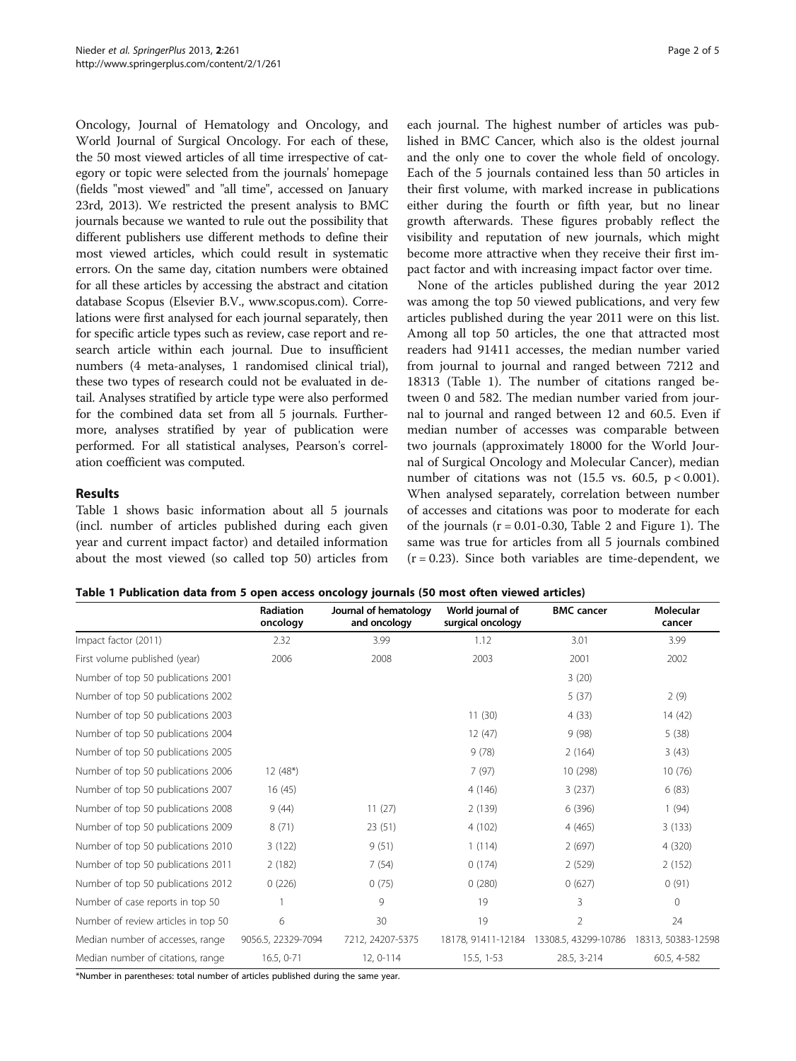Oncology, Journal of Hematology and Oncology, and World Journal of Surgical Oncology. For each of these, the 50 most viewed articles of all time irrespective of category or topic were selected from the journals' homepage (fields "most viewed" and "all time", accessed on January 23rd, 2013). We restricted the present analysis to BMC journals because we wanted to rule out the possibility that different publishers use different methods to define their most viewed articles, which could result in systematic errors. On the same day, citation numbers were obtained for all these articles by accessing the abstract and citation database Scopus (Elsevier B.V., www.scopus.com). Correlations were first analysed for each journal separately, then for specific article types such as review, case report and research article within each journal. Due to insufficient numbers (4 meta-analyses, 1 randomised clinical trial), these two types of research could not be evaluated in detail. Analyses stratified by article type were also performed for the combined data set from all 5 journals. Furthermore, analyses stratified by year of publication were performed. For all statistical analyses, Pearson's correlation coefficient was computed.

## Results

Table 1 shows basic information about all 5 journals (incl. number of articles published during each given year and current impact factor) and detailed information about the most viewed (so called top 50) articles from each journal. The highest number of articles was published in BMC Cancer, which also is the oldest journal and the only one to cover the whole field of oncology. Each of the 5 journals contained less than 50 articles in their first volume, with marked increase in publications either during the fourth or fifth year, but no linear growth afterwards. These figures probably reflect the visibility and reputation of new journals, which might become more attractive when they receive their first impact factor and with increasing impact factor over time.

None of the articles published during the year 2012 was among the top 50 viewed publications, and very few articles published during the year 2011 were on this list. Among all top 50 articles, the one that attracted most readers had 91411 accesses, the median number varied from journal to journal and ranged between 7212 and 18313 (Table 1). The number of citations ranged between 0 and 582. The median number varied from journal to journal and ranged between 12 and 60.5. Even if median number of accesses was comparable between two journals (approximately 18000 for the World Journal of Surgical Oncology and Molecular Cancer), median number of citations was not (15.5 vs. 60.5, $p < 0.001$). When analysed separately, correlation between number of accesses and citations was poor to moderate for each of the journals ($r = 0.01$-$0.30$, Table 2 and Figure 1). The same was true for articles from all 5 journals combined ($r = 0.23$). Since both variables are time-dependent, we

**Table 1 Publication data from 5 open access oncology journals (50 most often viewed articles)**

| | Radiation oncology | Journal of hematology and oncology | World journal of surgical oncology | BMC cancer | Molecular cancer |
|---|---|---|---|---|---|
| Impact factor (2011) | 2.32 | 3.99 | 1.12 | 3.01 | 3.99 |
| First volume published (year) | 2006 | 2008 | 2003 | 2001 | 2002 |
| Number of top 50 publications 2001 | | | | 3 (20) | |
| Number of top 50 publications 2002 | | | | 5 (37) | 2 (9) |
| Number of top 50 publications 2003 | | | 11 (30) | 4 (33) | 14 (42) |
| Number of top 50 publications 2004 | | | 12 (47) | 9 (98) | 5 (38) |
| Number of top 50 publications 2005 | | | 9 (78) | 2 (164) | 3 (43) |
| Number of top 50 publications 2006 | 12 (48*) | | 7 (97) | 10 (298) | 10 (76) |
| Number of top 50 publications 2007 | 16 (45) | | 4 (146) | 3 (237) | 6 (83) |
| Number of top 50 publications 2008 | 9 (44) | 11 (27) | 2 (139) | 6 (396) | 1 (94) |
| Number of top 50 publications 2009 | 8 (71) | 23 (51) | 4 (102) | 4 (465) | 3 (133) |
| Number of top 50 publications 2010 | 3 (122) | 9 (51) | 1 (114) | 2 (697) | 4 (320) |
| Number of top 50 publications 2011 | 2 (182) | 7 (54) | 0 (174) | 2 (529) | 2 (152) |
| Number of top 50 publications 2012 | 0 (226) | 0 (75) | 0 (280) | 0 (627) | 0 (91) |
| Number of case reports in top 50 | 1 | 9 | 19 | 3 | 0 |
| Number of review articles in top 50 | 6 | 30 | 19 | 2 | 24 |
| Median number of accesses, range | 9056.5, 22329-7094 | 7212, 24207-5375 | 18178, 91411-12184 | 13308.5, 43299-10786 | 18313, 50383-12598 |
| Median number of citations, range | 16.5, 0-71 | 12, 0-114 | 15.5, 1-53 | 28.5, 3-214 | 60.5, 4-582 |

*Number in parentheses: total number of articles published during the same year.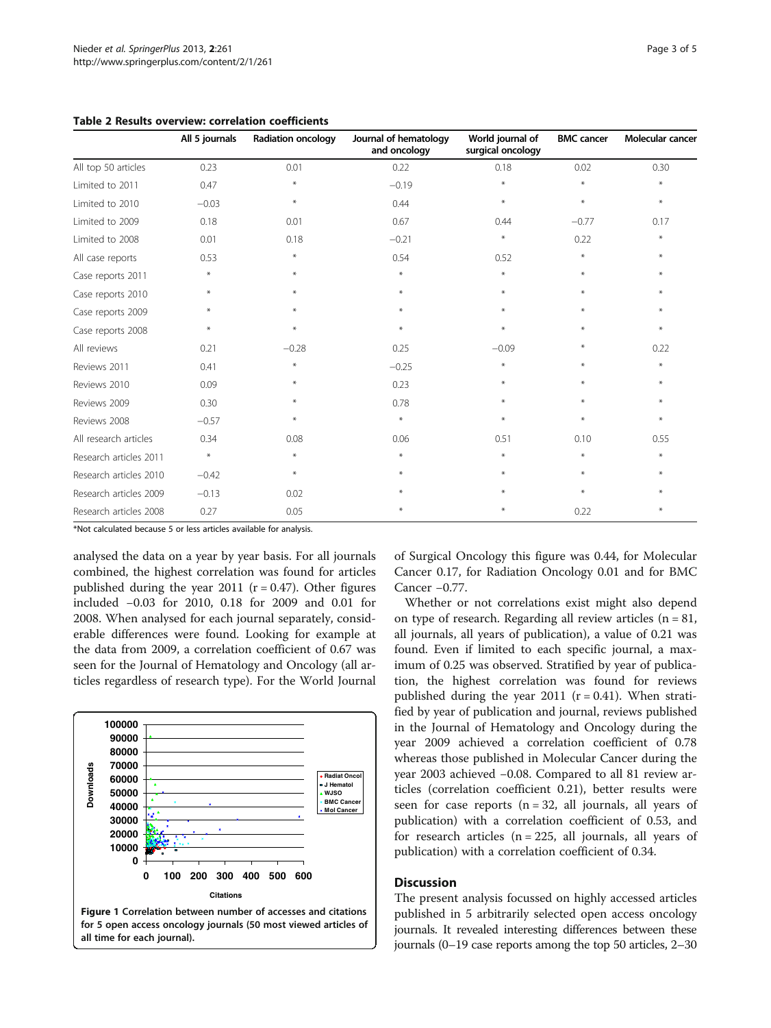**Table 2 Results overview: correlation coefficients**

| | All 5 journals | Radiation oncology | Journal of hematology and oncology | World journal of surgical oncology | BMC cancer | Molecular cancer |
|---|---|---|---|---|---|---|
| All top 50 articles | 0.23 | 0.01 | 0.22 | 0.18 | 0.02 | 0.30 |
| Limited to 2011 | 0.47 | * | −0.19 | * | * | * |
| Limited to 2010 | −0.03 | * | 0.44 | * | * | * |
| Limited to 2009 | 0.18 | 0.01 | 0.67 | 0.44 | −0.77 | 0.17 |
| Limited to 2008 | 0.01 | 0.18 | −0.21 | * | 0.22 | * |
| All case reports | 0.53 | * | 0.54 | 0.52 | * | * |
| Case reports 2011 | * | * | * | * | * | * |
| Case reports 2010 | * | * | * | * | * | * |
| Case reports 2009 | * | * | * | * | * | * |
| Case reports 2008 | * | * | * | * | * | * |
| All reviews | 0.21 | −0.28 | 0.25 | −0.09 | * | 0.22 |
| Reviews 2011 | 0.41 | * | −0.25 | * | * | * |
| Reviews 2010 | 0.09 | * | 0.23 | * | * | * |
| Reviews 2009 | 0.30 | * | 0.78 | * | * | * |
| Reviews 2008 | −0.57 | * | * | * | * | * |
| All research articles | 0.34 | 0.08 | 0.06 | 0.51 | 0.10 | 0.55 |
| Research articles 2011 | * | * | * | * | * | * |
| Research articles 2010 | −0.42 | * | * | * | * | * |
| Research articles 2009 | −0.13 | 0.02 | * | * | * | * |
| Research articles 2008 | 0.27 | 0.05 | * | * | 0.22 | * |

*Not calculated because 5 or less articles available for analysis.

analysed the data on a year by year basis. For all journals combined, the highest correlation was found for articles published during the year 2011 ($r = 0.47$). Other figures included −0.03 for 2010, 0.18 for 2009 and 0.01 for 2008. When analysed for each journal separately, considerable differences were found. Looking for example at the data from 2009, a correlation coefficient of 0.67 was seen for the Journal of Hematology and Oncology (all articles regardless of research type). For the World Journal of Surgical Oncology this figure was 0.44, for Molecular Cancer 0.17, for Radiation Oncology 0.01 and for BMC Cancer −0.77.

**Figure 1 Correlation between number of accesses and citations for 5 open access oncology journals (50 most viewed articles of all time for each journal).**

Whether or not correlations exist might also depend on type of research. Regarding all review articles ($n = 81$, all journals, all years of publication), a value of 0.21 was found. Even if limited to each specific journal, a maximum of 0.25 was observed. Stratified by year of publication, the highest correlation was found for reviews published during the year 2011 ($r = 0.41$). When stratified by year of publication and journal, reviews published in the Journal of Hematology and Oncology during the year 2009 achieved a correlation coefficient of 0.78 whereas those published in Molecular Cancer during the year 2003 achieved −0.08. Compared to all 81 review articles (correlation coefficient 0.21), better results were seen for case reports ($n = 32$, all journals, all years of publication) with a correlation coefficient of 0.53, and for research articles ($n = 225$, all journals, all years of publication) with a correlation coefficient of 0.34.

## Discussion

The present analysis focussed on highly accessed articles published in 5 arbitrarily selected open access oncology journals. It revealed interesting differences between these journals (0–19 case reports among the top 50 articles, 2–30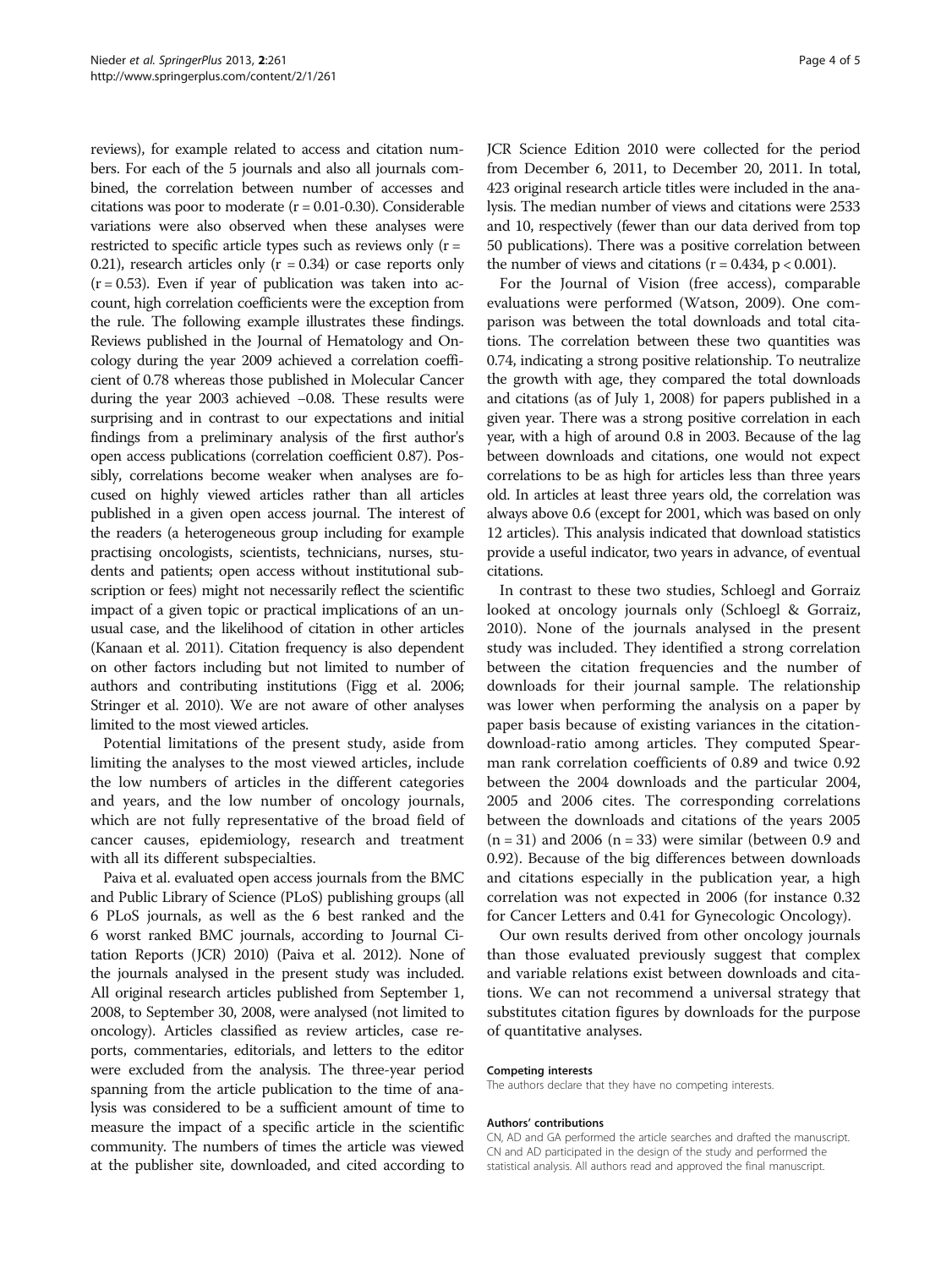reviews), for example related to access and citation numbers. For each of the 5 journals and also all journals combined, the correlation between number of accesses and citations was poor to moderate ($r = 0.01$-$0.30$). Considerable variations were also observed when these analyses were restricted to specific article types such as reviews only ($r = 0.21$), research articles only ($r = 0.34$) or case reports only ($r = 0.53$). Even if year of publication was taken into account, high correlation coefficients were the exception from the rule. The following example illustrates these findings. Reviews published in the Journal of Hematology and Oncology during the year 2009 achieved a correlation coefficient of 0.78 whereas those published in Molecular Cancer during the year 2003 achieved −0.08. These results were surprising and in contrast to our expectations and initial findings from a preliminary analysis of the first author's open access publications (correlation coefficient 0.87). Possibly, correlations become weaker when analyses are focused on highly viewed articles rather than all articles published in a given open access journal. The interest of the readers (a heterogeneous group including for example practising oncologists, scientists, technicians, nurses, students and patients; open access without institutional subscription or fees) might not necessarily reflect the scientific impact of a given topic or practical implications of an unusual case, and the likelihood of citation in other articles (Kanaan et al. 2011). Citation frequency is also dependent on other factors including but not limited to number of authors and contributing institutions (Figg et al. 2006; Stringer et al. 2010). We are not aware of other analyses limited to the most viewed articles.

Potential limitations of the present study, aside from limiting the analyses to the most viewed articles, include the low numbers of articles in the different categories and years, and the low number of oncology journals, which are not fully representative of the broad field of cancer causes, epidemiology, research and treatment with all its different subspecialties.

Paiva et al. evaluated open access journals from the BMC and Public Library of Science (PLoS) publishing groups (all 6 PLoS journals, as well as the 6 best ranked and the 6 worst ranked BMC journals, according to Journal Citation Reports (JCR) 2010) (Paiva et al. 2012). None of the journals analysed in the present study was included. All original research articles published from September 1, 2008, to September 30, 2008, were analysed (not limited to oncology). Articles classified as review articles, case reports, commentaries, editorials, and letters to the editor were excluded from the analysis. The three-year period spanning from the article publication to the time of analysis was considered to be a sufficient amount of time to measure the impact of a specific article in the scientific community. The numbers of times the article was viewed at the publisher site, downloaded, and cited according to JCR Science Edition 2010 were collected for the period from December 6, 2011, to December 20, 2011. In total, 423 original research article titles were included in the analysis. The median number of views and citations were 2533 and 10, respectively (fewer than our data derived from top 50 publications). There was a positive correlation between the number of views and citations ($r = 0.434$, $p < 0.001$).

For the Journal of Vision (free access), comparable evaluations were performed (Watson, 2009). One comparison was between the total downloads and total citations. The correlation between these two quantities was 0.74, indicating a strong positive relationship. To neutralize the growth with age, they compared the total downloads and citations (as of July 1, 2008) for papers published in a given year. There was a strong positive correlation in each year, with a high of around 0.8 in 2003. Because of the lag between downloads and citations, one would not expect correlations to be as high for articles less than three years old. In articles at least three years old, the correlation was always above 0.6 (except for 2001, which was based on only 12 articles). This analysis indicated that download statistics provide a useful indicator, two years in advance, of eventual citations.

In contrast to these two studies, Schloegl and Gorraiz looked at oncology journals only (Schloegl & Gorraiz, 2010). None of the journals analysed in the present study was included. They identified a strong correlation between the citation frequencies and the number of downloads for their journal sample. The relationship was lower when performing the analysis on a paper by paper basis because of existing variances in the citation-download-ratio among articles. They computed Spearman rank correlation coefficients of 0.89 and twice 0.92 between the 2004 downloads and the particular 2004, 2005 and 2006 cites. The corresponding correlations between the downloads and citations of the years 2005 ($n = 31$) and 2006 ($n = 33$) were similar (between 0.9 and 0.92). Because of the big differences between downloads and citations especially in the publication year, a high correlation was not expected in 2006 (for instance 0.32 for Cancer Letters and 0.41 for Gynecologic Oncology).

Our own results derived from other oncology journals than those evaluated previously suggest that complex and variable relations exist between downloads and citations. We can not recommend a universal strategy that substitutes citation figures by downloads for the purpose of quantitative analyses.

#### Competing interests

The authors declare that they have no competing interests.

#### Authors' contributions

CN, AD and GA performed the article searches and drafted the manuscript. CN and AD participated in the design of the study and performed the statistical analysis. All authors read and approved the final manuscript.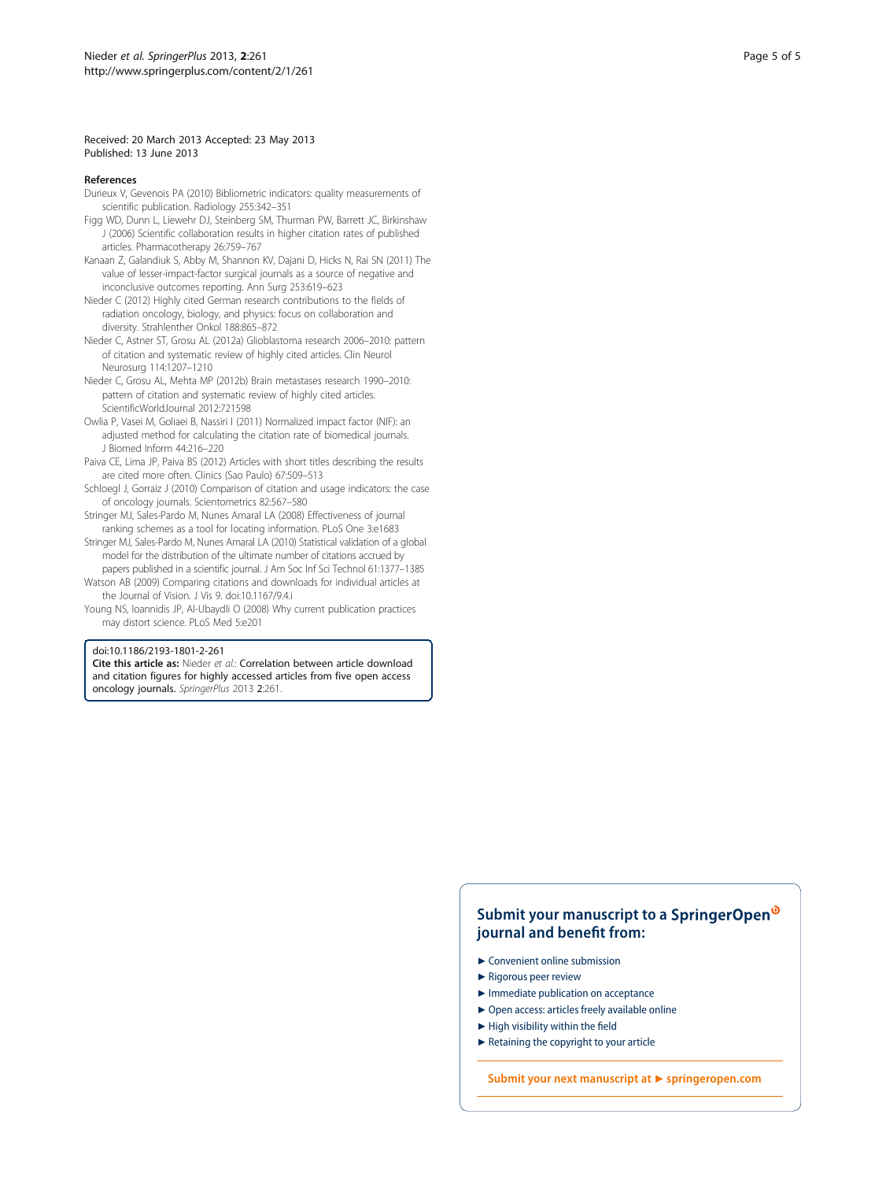Received: 20 March 2013 Accepted: 23 May 2013
Published: 13 June 2013

## References

Durieux V, Gevenois PA (2010) Bibliometric indicators: quality measurements of scientific publication. Radiology 255:342–351

Figg WD, Dunn L, Liewehr DJ, Steinberg SM, Thurman PW, Barrett JC, Birkinshaw J (2006) Scientific collaboration results in higher citation rates of published articles. Pharmacotherapy 26:759–767

Kanaan Z, Galandiuk S, Abby M, Shannon KV, Dajani D, Hicks N, Rai SN (2011) The value of lesser-impact-factor surgical journals as a source of negative and inconclusive outcomes reporting. Ann Surg 253:619–623

Nieder C (2012) Highly cited German research contributions to the fields of radiation oncology, biology, and physics: focus on collaboration and diversity. Strahlenther Onkol 188:865–872

Nieder C, Astner ST, Grosu AL (2012a) Glioblastoma research 2006–2010: pattern of citation and systematic review of highly cited articles. Clin Neurol Neurosurg 114:1207–1210

Nieder C, Grosu AL, Mehta MP (2012b) Brain metastases research 1990–2010: pattern of citation and systematic review of highly cited articles. ScientificWorldJournal 2012:721598

Owlia P, Vasei M, Goliaei B, Nassiri I (2011) Normalized impact factor (NIF): an adjusted method for calculating the citation rate of biomedical journals. J Biomed Inform 44:216–220

Paiva CE, Lima JP, Paiva BS (2012) Articles with short titles describing the results are cited more often. Clinics (Sao Paulo) 67:509–513

Schloegl J, Gorraiz J (2010) Comparison of citation and usage indicators: the case of oncology journals. Scientometrics 82:567–580

Stringer MJ, Sales-Pardo M, Nunes Amaral LA (2008) Effectiveness of journal ranking schemes as a tool for locating information. PLoS One 3:e1683

Stringer MJ, Sales-Pardo M, Nunes Amaral LA (2010) Statistical validation of a global model for the distribution of the ultimate number of citations accrued by papers published in a scientific journal. J Am Soc Inf Sci Technol 61:1377–1385

Watson AB (2009) Comparing citations and downloads for individual articles at the Journal of Vision. J Vis 9. doi:10.1167/9.4.i

Young NS, Ioannidis JP, Al-Ubaydli O (2008) Why current publication practices may distort science. PLoS Med 5:e201

doi:10.1186/2193-1801-2-261
**Cite this article as:** Nieder *et al.*: Correlation between article download and citation figures for highly accessed articles from five open access oncology journals. *SpringerPlus* 2013 **2**:261.

**Submit your manuscript to a SpringerOpen journal and benefit from:**

- ► Convenient online submission
- ► Rigorous peer review
- ► Immediate publication on acceptance
- ► Open access: articles freely available online
- ► High visibility within the field
- ► Retaining the copyright to your article

**Submit your next manuscript at ► springeropen.com**